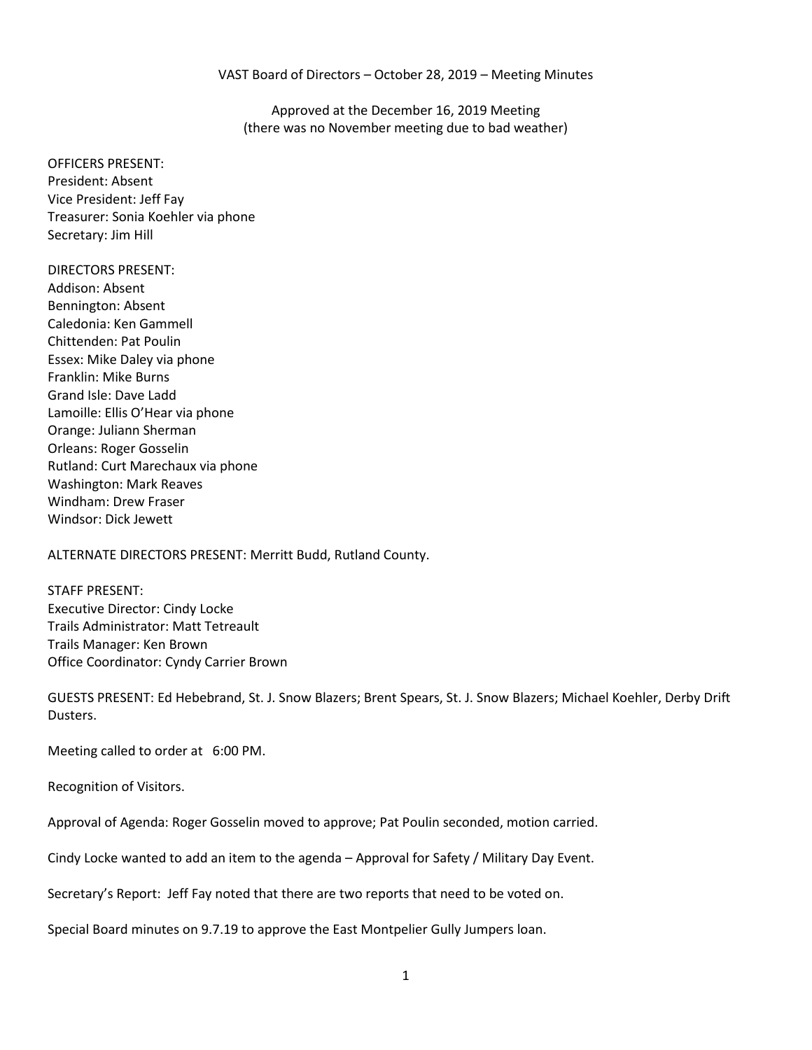VAST Board of Directors – October 28, 2019 – Meeting Minutes

Approved at the December 16, 2019 Meeting
(there was no November meeting due to bad weather)

OFFICERS PRESENT:
President: Absent
Vice President: Jeff Fay
Treasurer: Sonia Koehler via phone
Secretary: Jim Hill

DIRECTORS PRESENT:
Addison: Absent
Bennington: Absent
Caledonia: Ken Gammell
Chittenden: Pat Poulin
Essex: Mike Daley via phone
Franklin: Mike Burns
Grand Isle: Dave Ladd
Lamoille: Ellis O'Hear via phone
Orange: Juliann Sherman
Orleans: Roger Gosselin
Rutland: Curt Marechaux via phone
Washington: Mark Reaves
Windham: Drew Fraser
Windsor: Dick Jewett

ALTERNATE DIRECTORS PRESENT: Merritt Budd, Rutland County.

STAFF PRESENT:
Executive Director: Cindy Locke
Trails Administrator: Matt Tetreault
Trails Manager: Ken Brown
Office Coordinator: Cyndy Carrier Brown

GUESTS PRESENT: Ed Hebebrand, St. J. Snow Blazers; Brent Spears, St. J. Snow Blazers; Michael Koehler, Derby Drift Dusters.

Meeting called to order at 6:00 PM.

Recognition of Visitors.

Approval of Agenda: Roger Gosselin moved to approve; Pat Poulin seconded, motion carried.

Cindy Locke wanted to add an item to the agenda – Approval for Safety / Military Day Event.

Secretary's Report: Jeff Fay noted that there are two reports that need to be voted on.

Special Board minutes on 9.7.19 to approve the East Montpelier Gully Jumpers loan.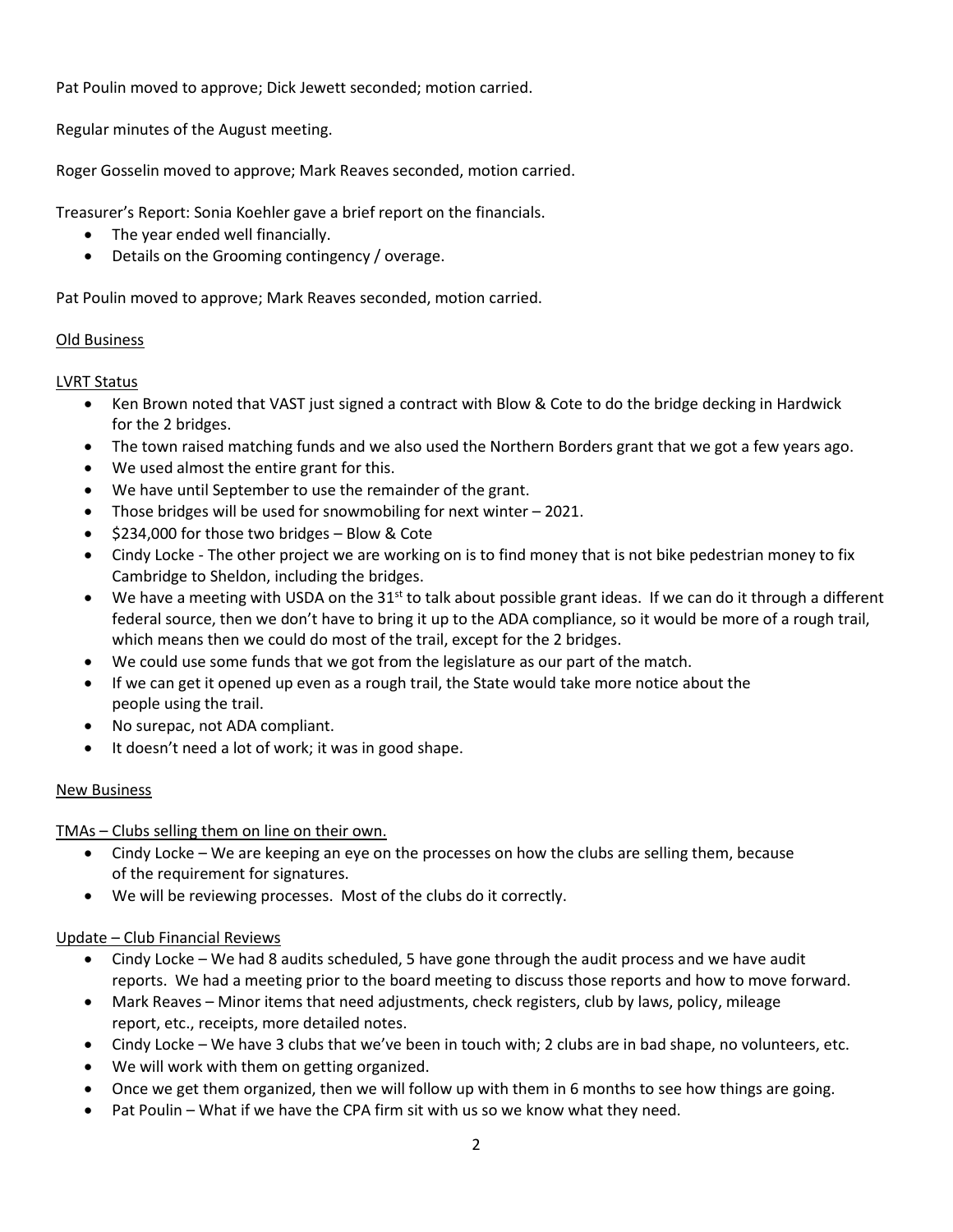Pat Poulin moved to approve; Dick Jewett seconded; motion carried.

Regular minutes of the August meeting.

Roger Gosselin moved to approve; Mark Reaves seconded, motion carried.

Treasurer's Report: Sonia Koehler gave a brief report on the financials.

- The year ended well financially.
- Details on the Grooming contingency / overage.

Pat Poulin moved to approve; Mark Reaves seconded, motion carried.

Old Business

LVRT Status

- Ken Brown noted that VAST just signed a contract with Blow & Cote to do the bridge decking in Hardwick for the 2 bridges.
- The town raised matching funds and we also used the Northern Borders grant that we got a few years ago.
- We used almost the entire grant for this.
- We have until September to use the remainder of the grant.
- Those bridges will be used for snowmobiling for next winter – 2021.
- $234,000 for those two bridges – Blow & Cote
- Cindy Locke - The other project we are working on is to find money that is not bike pedestrian money to fix Cambridge to Sheldon, including the bridges.
- We have a meeting with USDA on the 31st to talk about possible grant ideas. If we can do it through a different federal source, then we don't have to bring it up to the ADA compliance, so it would be more of a rough trail, which means then we could do most of the trail, except for the 2 bridges.
- We could use some funds that we got from the legislature as our part of the match.
- If we can get it opened up even as a rough trail, the State would take more notice about the people using the trail.
- No surepac, not ADA compliant.
- It doesn't need a lot of work; it was in good shape.

New Business

TMAs – Clubs selling them on line on their own.

- Cindy Locke – We are keeping an eye on the processes on how the clubs are selling them, because of the requirement for signatures.
- We will be reviewing processes. Most of the clubs do it correctly.

Update – Club Financial Reviews

- Cindy Locke – We had 8 audits scheduled, 5 have gone through the audit process and we have audit reports. We had a meeting prior to the board meeting to discuss those reports and how to move forward.
- Mark Reaves – Minor items that need adjustments, check registers, club by laws, policy, mileage report, etc., receipts, more detailed notes.
- Cindy Locke – We have 3 clubs that we've been in touch with; 2 clubs are in bad shape, no volunteers, etc.
- We will work with them on getting organized.
- Once we get them organized, then we will follow up with them in 6 months to see how things are going.
- Pat Poulin – What if we have the CPA firm sit with us so we know what they need.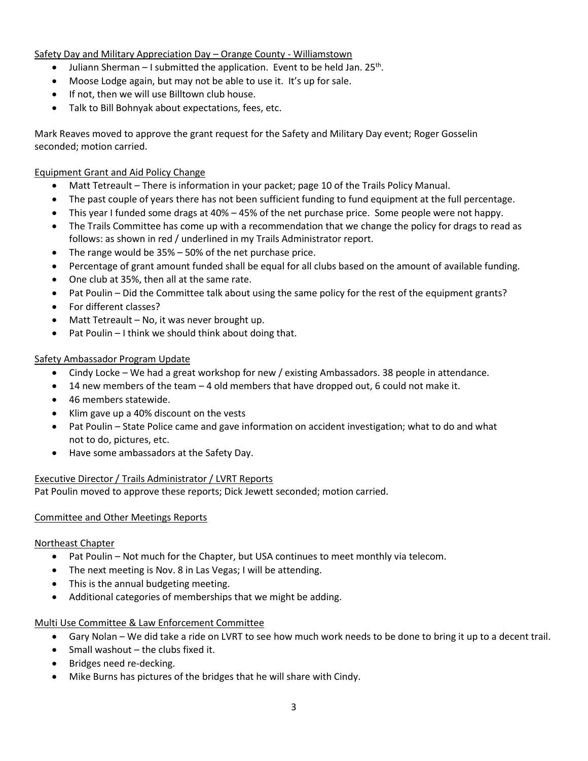Safety Day and Military Appreciation Day – Orange County - Williamstown

- Juliann Sherman – I submitted the application. Event to be held Jan. 25th.
- Moose Lodge again, but may not be able to use it. It's up for sale.
- If not, then we will use Billtown club house.
- Talk to Bill Bohnyak about expectations, fees, etc.

Mark Reaves moved to approve the grant request for the Safety and Military Day event; Roger Gosselin seconded; motion carried.

Equipment Grant and Aid Policy Change

- Matt Tetreault – There is information in your packet; page 10 of the Trails Policy Manual.
- The past couple of years there has not been sufficient funding to fund equipment at the full percentage.
- This year I funded some drags at 40% – 45% of the net purchase price. Some people were not happy.
- The Trails Committee has come up with a recommendation that we change the policy for drags to read as follows: as shown in red / underlined in my Trails Administrator report.
- The range would be 35% – 50% of the net purchase price.
- Percentage of grant amount funded shall be equal for all clubs based on the amount of available funding.
- One club at 35%, then all at the same rate.
- Pat Poulin – Did the Committee talk about using the same policy for the rest of the equipment grants?
- For different classes?
- Matt Tetreault – No, it was never brought up.
- Pat Poulin – I think we should think about doing that.

Safety Ambassador Program Update

- Cindy Locke – We had a great workshop for new / existing Ambassadors. 38 people in attendance.
- 14 new members of the team – 4 old members that have dropped out, 6 could not make it.
- 46 members statewide.
- Klim gave up a 40% discount on the vests
- Pat Poulin – State Police came and gave information on accident investigation; what to do and what not to do, pictures, etc.
- Have some ambassadors at the Safety Day.

Executive Director / Trails Administrator / LVRT Reports

Pat Poulin moved to approve these reports; Dick Jewett seconded; motion carried.

Committee and Other Meetings Reports

Northeast Chapter

- Pat Poulin – Not much for the Chapter, but USA continues to meet monthly via telecom.
- The next meeting is Nov. 8 in Las Vegas; I will be attending.
- This is the annual budgeting meeting.
- Additional categories of memberships that we might be adding.

Multi Use Committee & Law Enforcement Committee

- Gary Nolan – We did take a ride on LVRT to see how much work needs to be done to bring it up to a decent trail.
- Small washout – the clubs fixed it.
- Bridges need re-decking.
- Mike Burns has pictures of the bridges that he will share with Cindy.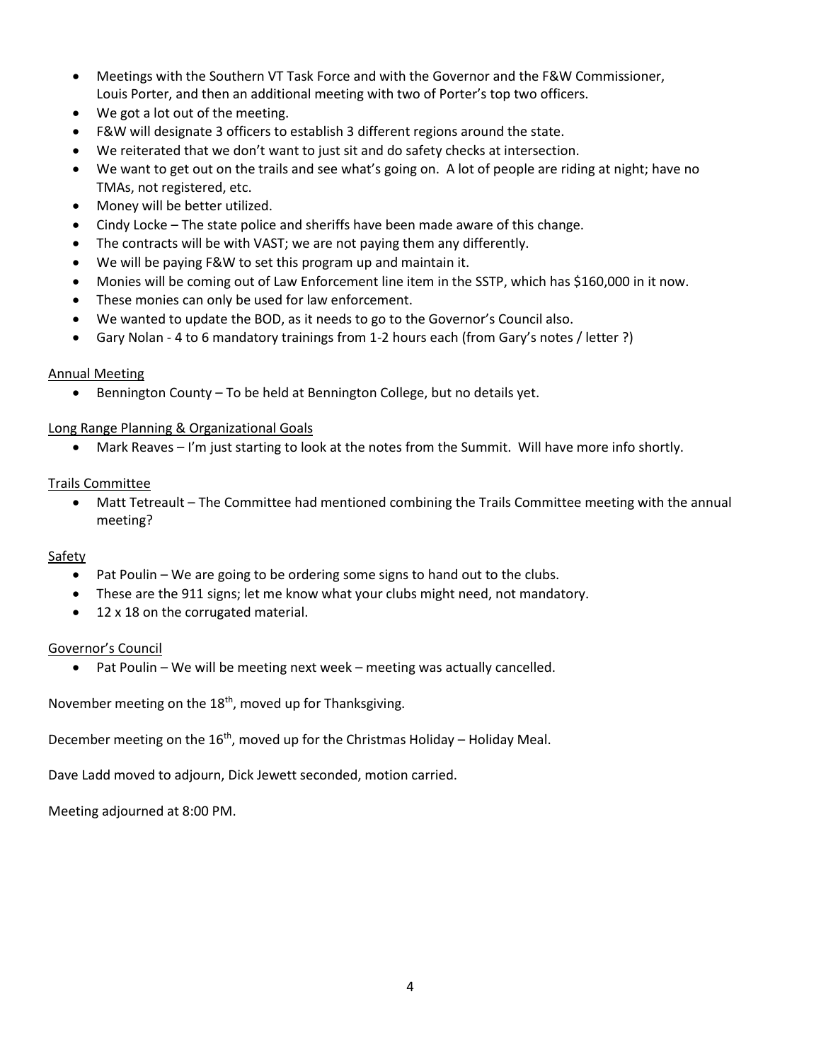- Meetings with the Southern VT Task Force and with the Governor and the F&W Commissioner, Louis Porter, and then an additional meeting with two of Porter's top two officers.
- We got a lot out of the meeting.
- F&W will designate 3 officers to establish 3 different regions around the state.
- We reiterated that we don't want to just sit and do safety checks at intersection.
- We want to get out on the trails and see what's going on. A lot of people are riding at night; have no TMAs, not registered, etc.
- Money will be better utilized.
- Cindy Locke – The state police and sheriffs have been made aware of this change.
- The contracts will be with VAST; we are not paying them any differently.
- We will be paying F&W to set this program up and maintain it.
- Monies will be coming out of Law Enforcement line item in the SSTP, which has $160,000 in it now.
- These monies can only be used for law enforcement.
- We wanted to update the BOD, as it needs to go to the Governor's Council also.
- Gary Nolan - 4 to 6 mandatory trainings from 1-2 hours each (from Gary's notes / letter ?)

Annual Meeting

- Bennington County – To be held at Bennington College, but no details yet.

Long Range Planning & Organizational Goals

- Mark Reaves – I'm just starting to look at the notes from the Summit. Will have more info shortly.

Trails Committee

- Matt Tetreault – The Committee had mentioned combining the Trails Committee meeting with the annual meeting?

Safety

- Pat Poulin – We are going to be ordering some signs to hand out to the clubs.
- These are the 911 signs; let me know what your clubs might need, not mandatory.
- 12 x 18 on the corrugated material.

Governor's Council

- Pat Poulin – We will be meeting next week – meeting was actually cancelled.

November meeting on the 18th, moved up for Thanksgiving.

December meeting on the 16th, moved up for the Christmas Holiday – Holiday Meal.

Dave Ladd moved to adjourn, Dick Jewett seconded, motion carried.

Meeting adjourned at 8:00 PM.